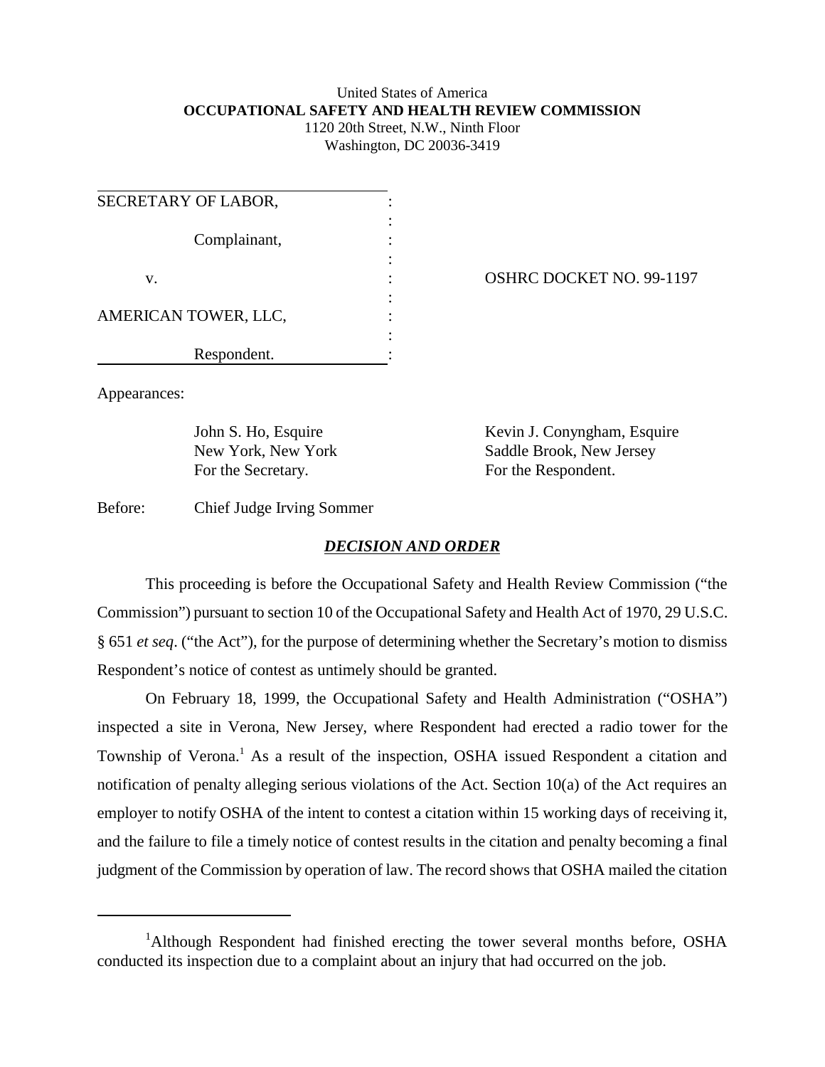United States of America
**OCCUPATIONAL SAFETY AND HEALTH REVIEW COMMISSION**
1120 20th Street, N.W., Ninth Floor
Washington, DC 20036-3419

| | |
|---|---|
| SECRETARY OF LABOR, Complainant, | |
| v. | OSHRC DOCKET NO. 99-1197 |
| AMERICAN TOWER, LLC, Respondent. | |

Appearances:

John S. Ho, Esquire
New York, New York
For the Secretary.

Kevin J. Conyngham, Esquire
Saddle Brook, New Jersey
For the Respondent.

Before: Chief Judge Irving Sommer

## ***DECISION AND ORDER***

This proceeding is before the Occupational Safety and Health Review Commission ("the Commission") pursuant to section 10 of the Occupational Safety and Health Act of 1970, 29 U.S.C. § 651 *et seq*. ("the Act"), for the purpose of determining whether the Secretary's motion to dismiss Respondent's notice of contest as untimely should be granted.

On February 18, 1999, the Occupational Safety and Health Administration ("OSHA") inspected a site in Verona, New Jersey, where Respondent had erected a radio tower for the Township of Verona.[1] As a result of the inspection, OSHA issued Respondent a citation and notification of penalty alleging serious violations of the Act. Section 10(a) of the Act requires an employer to notify OSHA of the intent to contest a citation within 15 working days of receiving it, and the failure to file a timely notice of contest results in the citation and penalty becoming a final judgment of the Commission by operation of law. The record shows that OSHA mailed the citation

[1] Although Respondent had finished erecting the tower several months before, OSHA conducted its inspection due to a complaint about an injury that had occurred on the job.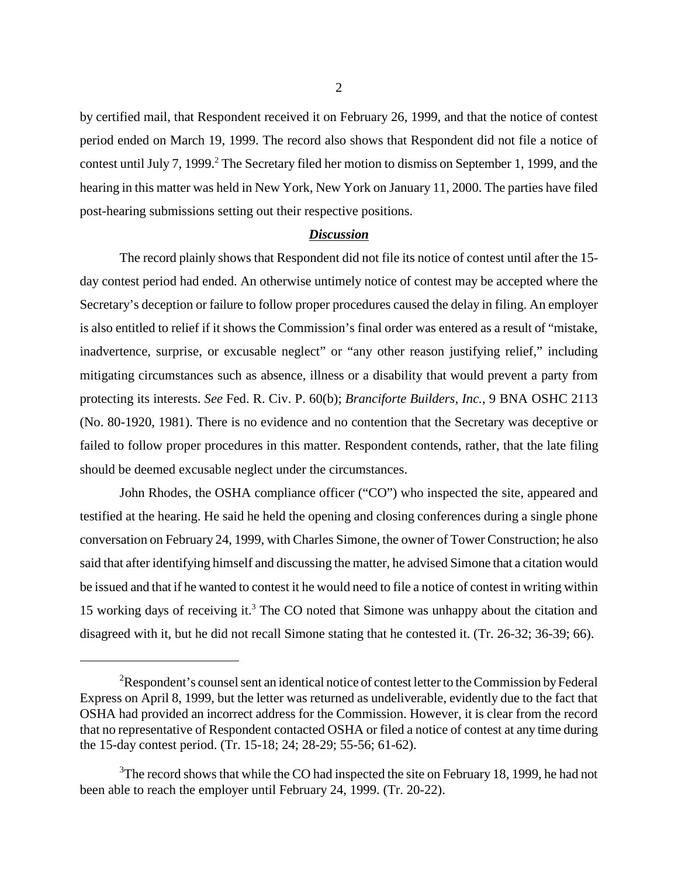by certified mail, that Respondent received it on February 26, 1999, and that the notice of contest period ended on March 19, 1999. The record also shows that Respondent did not file a notice of contest until July 7, 1999.[2] The Secretary filed her motion to dismiss on September 1, 1999, and the hearing in this matter was held in New York, New York on January 11, 2000. The parties have filed post-hearing submissions setting out their respective positions.

## ***Discussion***

The record plainly shows that Respondent did not file its notice of contest until after the 15-day contest period had ended. An otherwise untimely notice of contest may be accepted where the Secretary's deception or failure to follow proper procedures caused the delay in filing. An employer is also entitled to relief if it shows the Commission's final order was entered as a result of "mistake, inadvertence, surprise, or excusable neglect" or "any other reason justifying relief," including mitigating circumstances such as absence, illness or a disability that would prevent a party from protecting its interests. *See* Fed. R. Civ. P. 60(b); *Branciforte Builders, Inc.*, 9 BNA OSHC 2113 (No. 80-1920, 1981). There is no evidence and no contention that the Secretary was deceptive or failed to follow proper procedures in this matter. Respondent contends, rather, that the late filing should be deemed excusable neglect under the circumstances.

John Rhodes, the OSHA compliance officer ("CO") who inspected the site, appeared and testified at the hearing. He said he held the opening and closing conferences during a single phone conversation on February 24, 1999, with Charles Simone, the owner of Tower Construction; he also said that after identifying himself and discussing the matter, he advised Simone that a citation would be issued and that if he wanted to contest it he would need to file a notice of contest in writing within 15 working days of receiving it.[3] The CO noted that Simone was unhappy about the citation and disagreed with it, but he did not recall Simone stating that he contested it. (Tr. 26-32; 36-39; 66).

---

[2]Respondent's counsel sent an identical notice of contest letter to the Commission by Federal Express on April 8, 1999, but the letter was returned as undeliverable, evidently due to the fact that OSHA had provided an incorrect address for the Commission. However, it is clear from the record that no representative of Respondent contacted OSHA or filed a notice of contest at any time during the 15-day contest period. (Tr. 15-18; 24; 28-29; 55-56; 61-62).

[3]The record shows that while the CO had inspected the site on February 18, 1999, he had not been able to reach the employer until February 24, 1999. (Tr. 20-22).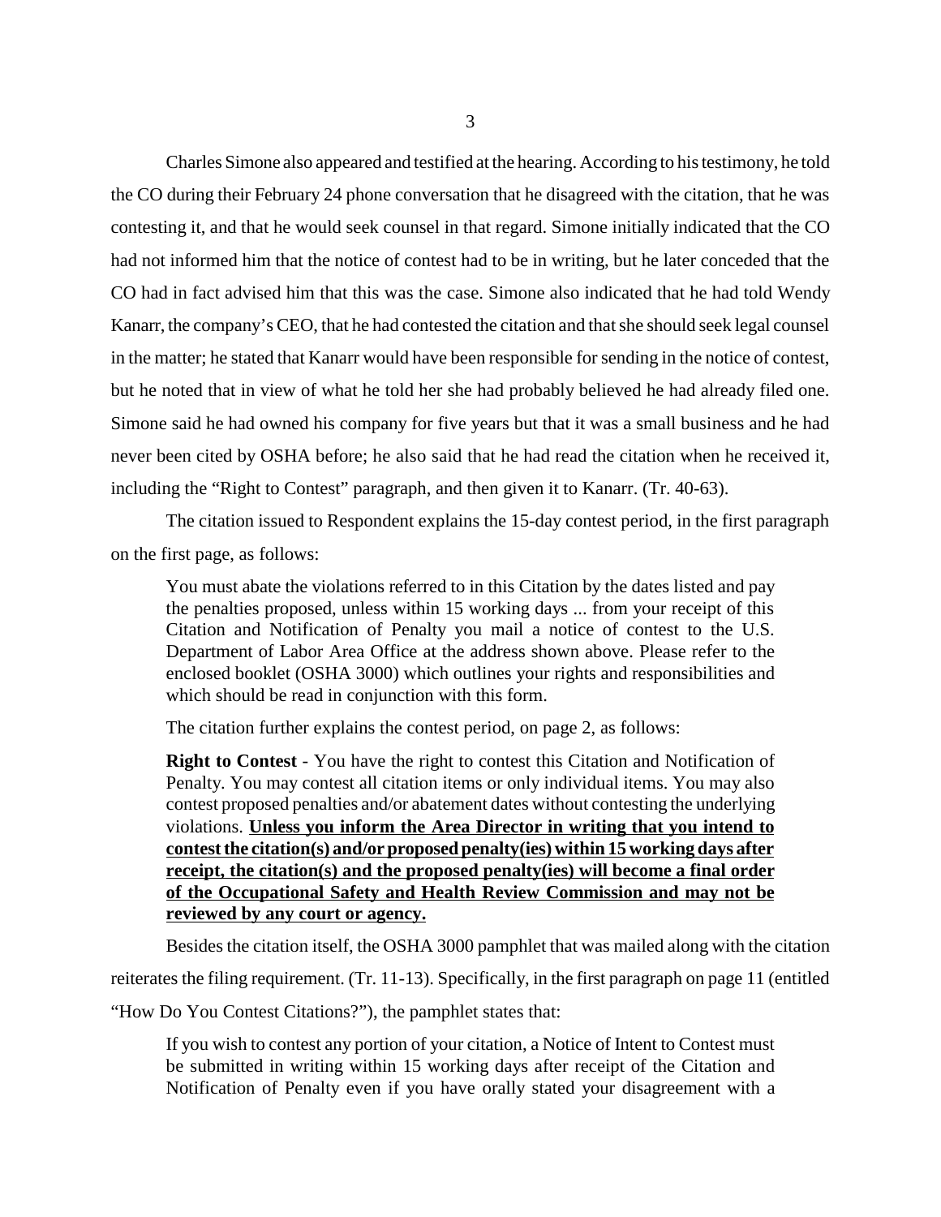Charles Simone also appeared and testified at the hearing. According to his testimony, he told the CO during their February 24 phone conversation that he disagreed with the citation, that he was contesting it, and that he would seek counsel in that regard. Simone initially indicated that the CO had not informed him that the notice of contest had to be in writing, but he later conceded that the CO had in fact advised him that this was the case. Simone also indicated that he had told Wendy Kanarr, the company's CEO, that he had contested the citation and that she should seek legal counsel in the matter; he stated that Kanarr would have been responsible for sending in the notice of contest, but he noted that in view of what he told her she had probably believed he had already filed one. Simone said he had owned his company for five years but that it was a small business and he had never been cited by OSHA before; he also said that he had read the citation when he received it, including the "Right to Contest" paragraph, and then given it to Kanarr. (Tr. 40-63).

The citation issued to Respondent explains the 15-day contest period, in the first paragraph on the first page, as follows:

> You must abate the violations referred to in this Citation by the dates listed and pay the penalties proposed, unless within 15 working days ... from your receipt of this Citation and Notification of Penalty you mail a notice of contest to the U.S. Department of Labor Area Office at the address shown above. Please refer to the enclosed booklet (OSHA 3000) which outlines your rights and responsibilities and which should be read in conjunction with this form.

The citation further explains the contest period, on page 2, as follows:

> **Right to Contest** - You have the right to contest this Citation and Notification of Penalty. You may contest all citation items or only individual items. You may also contest proposed penalties and/or abatement dates without contesting the underlying violations. <u>**Unless you inform the Area Director in writing that you intend to contest the citation(s) and/or proposed penalty(ies) within 15 working days after receipt, the citation(s) and the proposed penalty(ies) will become a final order of the Occupational Safety and Health Review Commission and may not be reviewed by any court or agency.**</u>

Besides the citation itself, the OSHA 3000 pamphlet that was mailed along with the citation reiterates the filing requirement. (Tr. 11-13). Specifically, in the first paragraph on page 11 (entitled "How Do You Contest Citations?"), the pamphlet states that:

> If you wish to contest any portion of your citation, a Notice of Intent to Contest must be submitted in writing within 15 working days after receipt of the Citation and Notification of Penalty even if you have orally stated your disagreement with a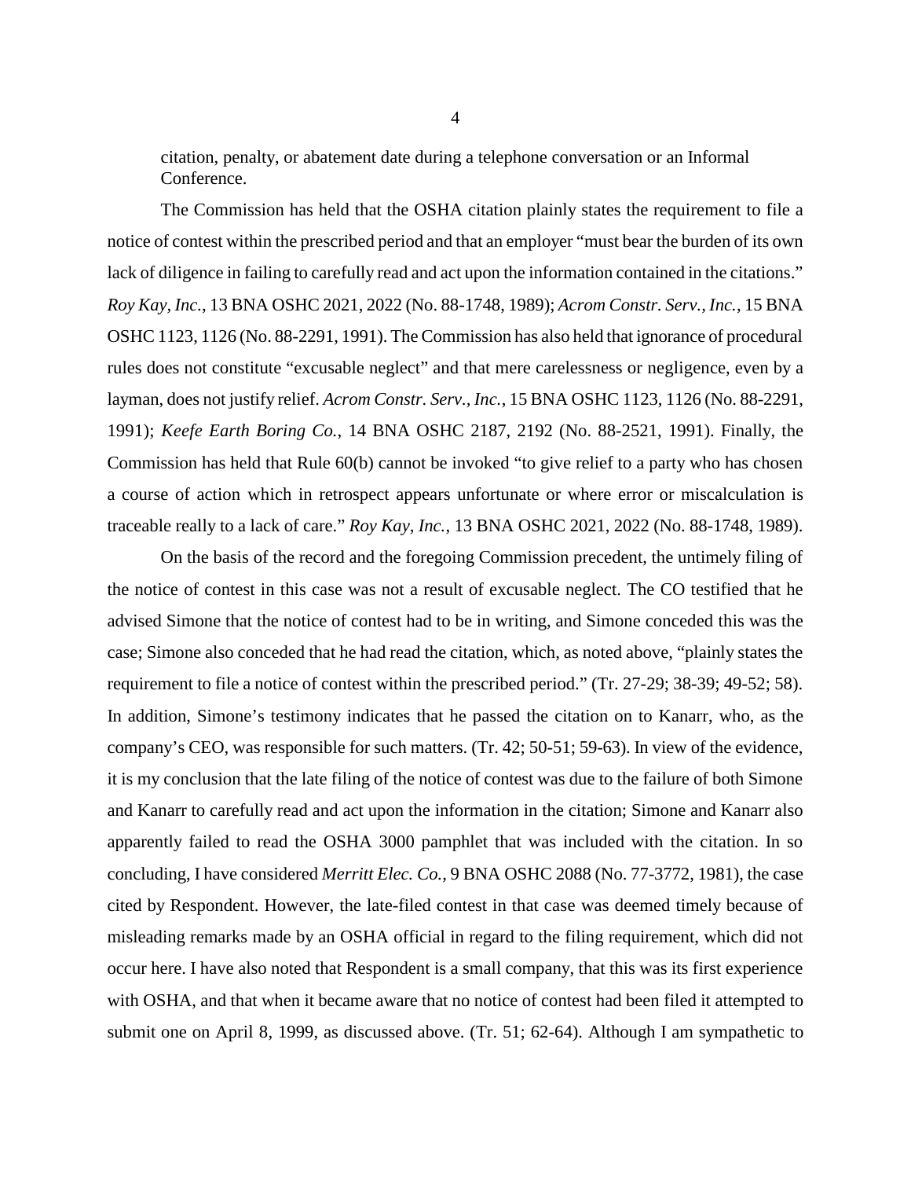citation, penalty, or abatement date during a telephone conversation or an Informal Conference.

The Commission has held that the OSHA citation plainly states the requirement to file a notice of contest within the prescribed period and that an employer "must bear the burden of its own lack of diligence in failing to carefully read and act upon the information contained in the citations." *Roy Kay, Inc.*, 13 BNA OSHC 2021, 2022 (No. 88-1748, 1989); *Acrom Constr. Serv., Inc.*, 15 BNA OSHC 1123, 1126 (No. 88-2291, 1991). The Commission has also held that ignorance of procedural rules does not constitute "excusable neglect" and that mere carelessness or negligence, even by a layman, does not justify relief. *Acrom Constr. Serv., Inc.*, 15 BNA OSHC 1123, 1126 (No. 88-2291, 1991); *Keefe Earth Boring Co.*, 14 BNA OSHC 2187, 2192 (No. 88-2521, 1991). Finally, the Commission has held that Rule 60(b) cannot be invoked "to give relief to a party who has chosen a course of action which in retrospect appears unfortunate or where error or miscalculation is traceable really to a lack of care." *Roy Kay, Inc.*, 13 BNA OSHC 2021, 2022 (No. 88-1748, 1989).

On the basis of the record and the foregoing Commission precedent, the untimely filing of the notice of contest in this case was not a result of excusable neglect. The CO testified that he advised Simone that the notice of contest had to be in writing, and Simone conceded this was the case; Simone also conceded that he had read the citation, which, as noted above, "plainly states the requirement to file a notice of contest within the prescribed period." (Tr. 27-29; 38-39; 49-52; 58). In addition, Simone's testimony indicates that he passed the citation on to Kanarr, who, as the company's CEO, was responsible for such matters. (Tr. 42; 50-51; 59-63). In view of the evidence, it is my conclusion that the late filing of the notice of contest was due to the failure of both Simone and Kanarr to carefully read and act upon the information in the citation; Simone and Kanarr also apparently failed to read the OSHA 3000 pamphlet that was included with the citation. In so concluding, I have considered *Merritt Elec. Co.*, 9 BNA OSHC 2088 (No. 77-3772, 1981), the case cited by Respondent. However, the late-filed contest in that case was deemed timely because of misleading remarks made by an OSHA official in regard to the filing requirement, which did not occur here. I have also noted that Respondent is a small company, that this was its first experience with OSHA, and that when it became aware that no notice of contest had been filed it attempted to submit one on April 8, 1999, as discussed above. (Tr. 51; 62-64). Although I am sympathetic to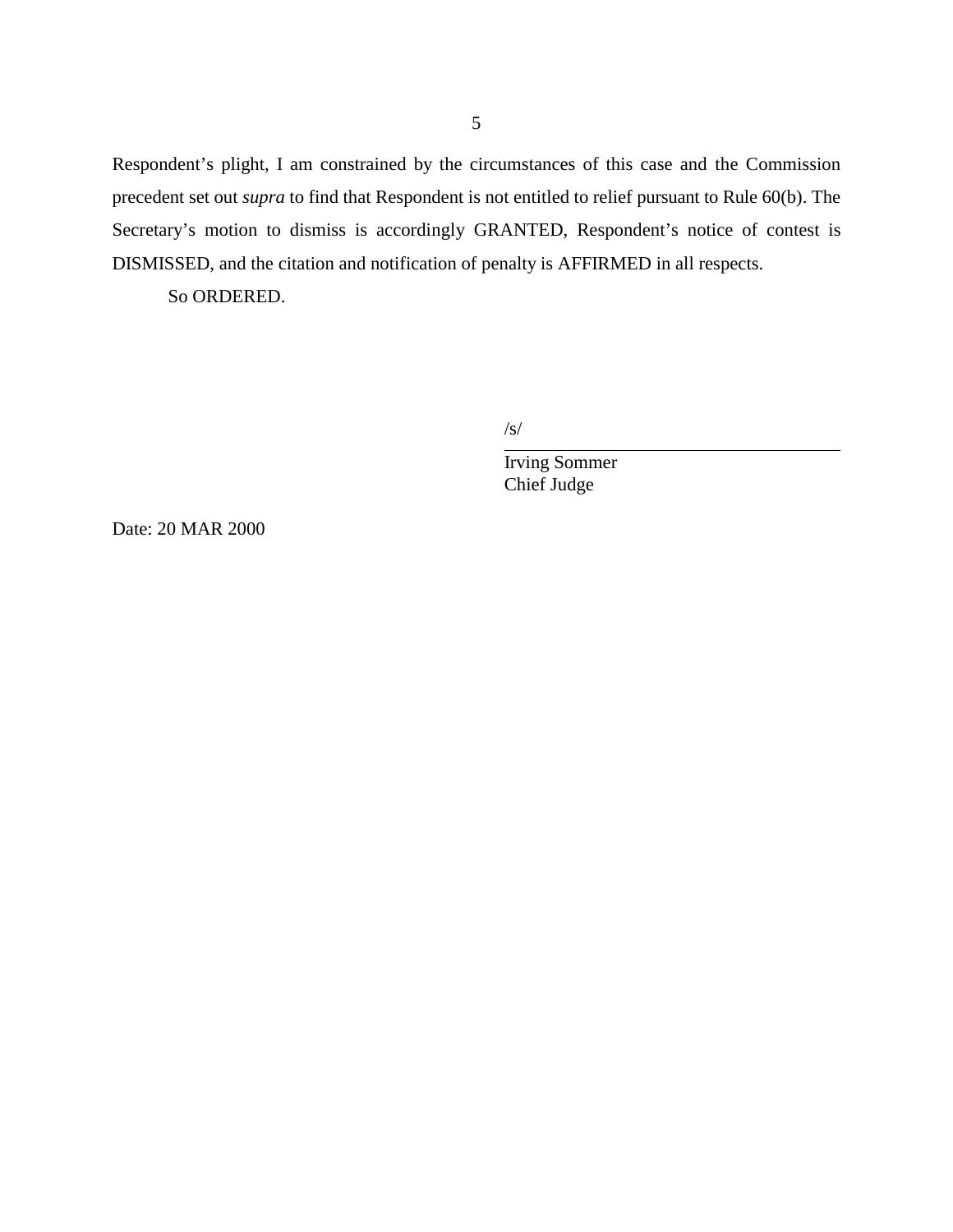Respondent's plight, I am constrained by the circumstances of this case and the Commission precedent set out *supra* to find that Respondent is not entitled to relief pursuant to Rule 60(b). The Secretary's motion to dismiss is accordingly GRANTED, Respondent's notice of contest is DISMISSED, and the citation and notification of penalty is AFFIRMED in all respects.

So ORDERED.

/s/

Irving Sommer
Chief Judge

Date: 20 MAR 2000